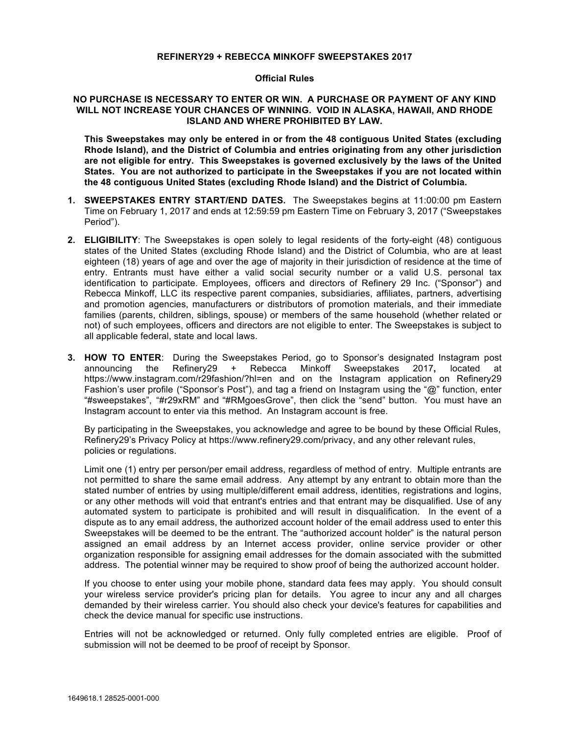# REFINERY29 + REBECCA MINKOFF SWEEPSTAKES 2017

## Official Rules

**NO PURCHASE IS NECESSARY TO ENTER OR WIN. A PURCHASE OR PAYMENT OF ANY KIND WILL NOT INCREASE YOUR CHANCES OF WINNING. VOID IN ALASKA, HAWAII, AND RHODE ISLAND AND WHERE PROHIBITED BY LAW.**

**This Sweepstakes may only be entered in or from the 48 contiguous United States (excluding Rhode Island), and the District of Columbia and entries originating from any other jurisdiction are not eligible for entry. This Sweepstakes is governed exclusively by the laws of the United States. You are not authorized to participate in the Sweepstakes if you are not located within the 48 contiguous United States (excluding Rhode Island) and the District of Columbia.**

1. **SWEEPSTAKES ENTRY START/END DATES.** The Sweepstakes begins at 11:00:00 pm Eastern Time on February 1, 2017 and ends at 12:59:59 pm Eastern Time on February 3, 2017 ("Sweepstakes Period").

2. **ELIGIBILITY**: The Sweepstakes is open solely to legal residents of the forty-eight (48) contiguous states of the United States (excluding Rhode Island) and the District of Columbia, who are at least eighteen (18) years of age and over the age of majority in their jurisdiction of residence at the time of entry. Entrants must have either a valid social security number or a valid U.S. personal tax identification to participate. Employees, officers and directors of Refinery 29 Inc. ("Sponsor") and Rebecca Minkoff, LLC its respective parent companies, subsidiaries, affiliates, partners, advertising and promotion agencies, manufacturers or distributors of promotion materials, and their immediate families (parents, children, siblings, spouse) or members of the same household (whether related or not) of such employees, officers and directors are not eligible to enter. The Sweepstakes is subject to all applicable federal, state and local laws.

3. **HOW TO ENTER**: During the Sweepstakes Period, go to Sponsor's designated Instagram post announcing the Refinery29 + Rebecca Minkoff Sweepstakes 2017**,** located at https://www.instagram.com/r29fashion/?hl=en and on the Instagram application on Refinery29 Fashion's user profile ("Sponsor's Post"), and tag a friend on Instagram using the "@" function, enter "#sweepstakes", "#r29xRM" and "#RMgoesGrove", then click the "send" button. You must have an Instagram account to enter via this method. An Instagram account is free.

   By participating in the Sweepstakes, you acknowledge and agree to be bound by these Official Rules, Refinery29's Privacy Policy at https://www.refinery29.com/privacy, and any other relevant rules, policies or regulations.

   Limit one (1) entry per person/per email address, regardless of method of entry. Multiple entrants are not permitted to share the same email address. Any attempt by any entrant to obtain more than the stated number of entries by using multiple/different email address, identities, registrations and logins, or any other methods will void that entrant's entries and that entrant may be disqualified. Use of any automated system to participate is prohibited and will result in disqualification. In the event of a dispute as to any email address, the authorized account holder of the email address used to enter this Sweepstakes will be deemed to be the entrant. The "authorized account holder" is the natural person assigned an email address by an Internet access provider, online service provider or other organization responsible for assigning email addresses for the domain associated with the submitted address. The potential winner may be required to show proof of being the authorized account holder.

   If you choose to enter using your mobile phone, standard data fees may apply. You should consult your wireless service provider's pricing plan for details. You agree to incur any and all charges demanded by their wireless carrier. You should also check your device's features for capabilities and check the device manual for specific use instructions.

   Entries will not be acknowledged or returned. Only fully completed entries are eligible. Proof of submission will not be deemed to be proof of receipt by Sponsor.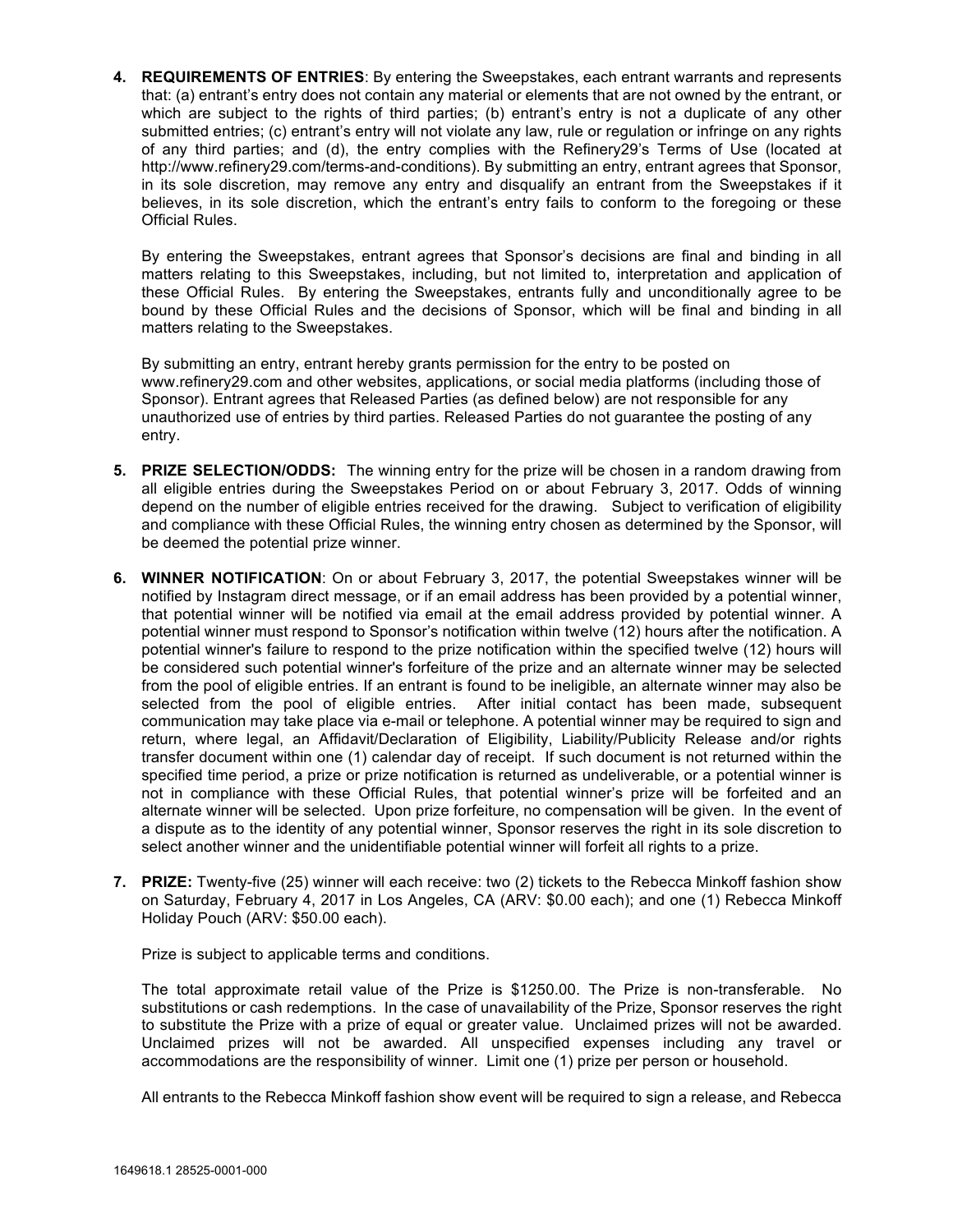4. **REQUIREMENTS OF ENTRIES**: By entering the Sweepstakes, each entrant warrants and represents that: (a) entrant's entry does not contain any material or elements that are not owned by the entrant, or which are subject to the rights of third parties; (b) entrant's entry is not a duplicate of any other submitted entries; (c) entrant's entry will not violate any law, rule or regulation or infringe on any rights of any third parties; and (d), the entry complies with the Refinery29's Terms of Use (located at http://www.refinery29.com/terms-and-conditions). By submitting an entry, entrant agrees that Sponsor, in its sole discretion, may remove any entry and disqualify an entrant from the Sweepstakes if it believes, in its sole discretion, which the entrant's entry fails to conform to the foregoing or these Official Rules.

   By entering the Sweepstakes, entrant agrees that Sponsor's decisions are final and binding in all matters relating to this Sweepstakes, including, but not limited to, interpretation and application of these Official Rules. By entering the Sweepstakes, entrants fully and unconditionally agree to be bound by these Official Rules and the decisions of Sponsor, which will be final and binding in all matters relating to the Sweepstakes.

   By submitting an entry, entrant hereby grants permission for the entry to be posted on www.refinery29.com and other websites, applications, or social media platforms (including those of Sponsor). Entrant agrees that Released Parties (as defined below) are not responsible for any unauthorized use of entries by third parties. Released Parties do not guarantee the posting of any entry.

5. **PRIZE SELECTION/ODDS:** The winning entry for the prize will be chosen in a random drawing from all eligible entries during the Sweepstakes Period on or about February 3, 2017. Odds of winning depend on the number of eligible entries received for the drawing. Subject to verification of eligibility and compliance with these Official Rules, the winning entry chosen as determined by the Sponsor, will be deemed the potential prize winner.

6. **WINNER NOTIFICATION**: On or about February 3, 2017, the potential Sweepstakes winner will be notified by Instagram direct message, or if an email address has been provided by a potential winner, that potential winner will be notified via email at the email address provided by potential winner. A potential winner must respond to Sponsor's notification within twelve (12) hours after the notification. A potential winner's failure to respond to the prize notification within the specified twelve (12) hours will be considered such potential winner's forfeiture of the prize and an alternate winner may be selected from the pool of eligible entries. If an entrant is found to be ineligible, an alternate winner may also be selected from the pool of eligible entries. After initial contact has been made, subsequent communication may take place via e-mail or telephone. A potential winner may be required to sign and return, where legal, an Affidavit/Declaration of Eligibility, Liability/Publicity Release and/or rights transfer document within one (1) calendar day of receipt. If such document is not returned within the specified time period, a prize or prize notification is returned as undeliverable, or a potential winner is not in compliance with these Official Rules, that potential winner's prize will be forfeited and an alternate winner will be selected. Upon prize forfeiture, no compensation will be given. In the event of a dispute as to the identity of any potential winner, Sponsor reserves the right in its sole discretion to select another winner and the unidentifiable potential winner will forfeit all rights to a prize.

7. **PRIZE:** Twenty-five (25) winner will each receive: two (2) tickets to the Rebecca Minkoff fashion show on Saturday, February 4, 2017 in Los Angeles, CA (ARV: $0.00 each); and one (1) Rebecca Minkoff Holiday Pouch (ARV: $50.00 each).

   Prize is subject to applicable terms and conditions.

   The total approximate retail value of the Prize is $1250.00. The Prize is non-transferable. No substitutions or cash redemptions. In the case of unavailability of the Prize, Sponsor reserves the right to substitute the Prize with a prize of equal or greater value. Unclaimed prizes will not be awarded. Unclaimed prizes will not be awarded. All unspecified expenses including any travel or accommodations are the responsibility of winner. Limit one (1) prize per person or household.

   All entrants to the Rebecca Minkoff fashion show event will be required to sign a release, and Rebecca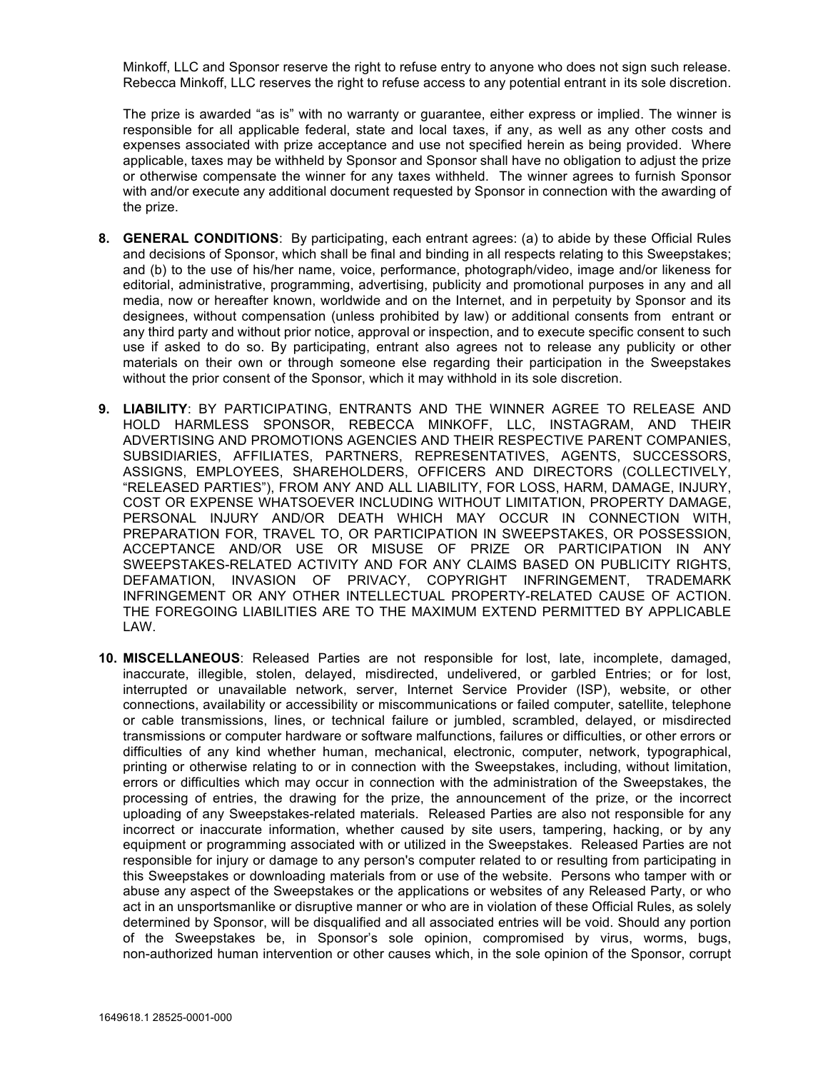Minkoff, LLC and Sponsor reserve the right to refuse entry to anyone who does not sign such release. Rebecca Minkoff, LLC reserves the right to refuse access to any potential entrant in its sole discretion.

The prize is awarded "as is" with no warranty or guarantee, either express or implied. The winner is responsible for all applicable federal, state and local taxes, if any, as well as any other costs and expenses associated with prize acceptance and use not specified herein as being provided. Where applicable, taxes may be withheld by Sponsor and Sponsor shall have no obligation to adjust the prize or otherwise compensate the winner for any taxes withheld. The winner agrees to furnish Sponsor with and/or execute any additional document requested by Sponsor in connection with the awarding of the prize.

8. **GENERAL CONDITIONS**: By participating, each entrant agrees: (a) to abide by these Official Rules and decisions of Sponsor, which shall be final and binding in all respects relating to this Sweepstakes; and (b) to the use of his/her name, voice, performance, photograph/video, image and/or likeness for editorial, administrative, programming, advertising, publicity and promotional purposes in any and all media, now or hereafter known, worldwide and on the Internet, and in perpetuity by Sponsor and its designees, without compensation (unless prohibited by law) or additional consents from entrant or any third party and without prior notice, approval or inspection, and to execute specific consent to such use if asked to do so. By participating, entrant also agrees not to release any publicity or other materials on their own or through someone else regarding their participation in the Sweepstakes without the prior consent of the Sponsor, which it may withhold in its sole discretion.

9. **LIABILITY**: BY PARTICIPATING, ENTRANTS AND THE WINNER AGREE TO RELEASE AND HOLD HARMLESS SPONSOR, REBECCA MINKOFF, LLC, INSTAGRAM, AND THEIR ADVERTISING AND PROMOTIONS AGENCIES AND THEIR RESPECTIVE PARENT COMPANIES, SUBSIDIARIES, AFFILIATES, PARTNERS, REPRESENTATIVES, AGENTS, SUCCESSORS, ASSIGNS, EMPLOYEES, SHAREHOLDERS, OFFICERS AND DIRECTORS (COLLECTIVELY, "RELEASED PARTIES"), FROM ANY AND ALL LIABILITY, FOR LOSS, HARM, DAMAGE, INJURY, COST OR EXPENSE WHATSOEVER INCLUDING WITHOUT LIMITATION, PROPERTY DAMAGE, PERSONAL INJURY AND/OR DEATH WHICH MAY OCCUR IN CONNECTION WITH, PREPARATION FOR, TRAVEL TO, OR PARTICIPATION IN SWEEPSTAKES, OR POSSESSION, ACCEPTANCE AND/OR USE OR MISUSE OF PRIZE OR PARTICIPATION IN ANY SWEEPSTAKES-RELATED ACTIVITY AND FOR ANY CLAIMS BASED ON PUBLICITY RIGHTS, DEFAMATION, INVASION OF PRIVACY, COPYRIGHT INFRINGEMENT, TRADEMARK INFRINGEMENT OR ANY OTHER INTELLECTUAL PROPERTY-RELATED CAUSE OF ACTION. THE FOREGOING LIABILITIES ARE TO THE MAXIMUM EXTEND PERMITTED BY APPLICABLE LAW.

10. **MISCELLANEOUS**: Released Parties are not responsible for lost, late, incomplete, damaged, inaccurate, illegible, stolen, delayed, misdirected, undelivered, or garbled Entries; or for lost, interrupted or unavailable network, server, Internet Service Provider (ISP), website, or other connections, availability or accessibility or miscommunications or failed computer, satellite, telephone or cable transmissions, lines, or technical failure or jumbled, scrambled, delayed, or misdirected transmissions or computer hardware or software malfunctions, failures or difficulties, or other errors or difficulties of any kind whether human, mechanical, electronic, computer, network, typographical, printing or otherwise relating to or in connection with the Sweepstakes, including, without limitation, errors or difficulties which may occur in connection with the administration of the Sweepstakes, the processing of entries, the drawing for the prize, the announcement of the prize, or the incorrect uploading of any Sweepstakes-related materials. Released Parties are also not responsible for any incorrect or inaccurate information, whether caused by site users, tampering, hacking, or by any equipment or programming associated with or utilized in the Sweepstakes. Released Parties are not responsible for injury or damage to any person's computer related to or resulting from participating in this Sweepstakes or downloading materials from or use of the website. Persons who tamper with or abuse any aspect of the Sweepstakes or the applications or websites of any Released Party, or who act in an unsportsmanlike or disruptive manner or who are in violation of these Official Rules, as solely determined by Sponsor, will be disqualified and all associated entries will be void. Should any portion of the Sweepstakes be, in Sponsor's sole opinion, compromised by virus, worms, bugs, non-authorized human intervention or other causes which, in the sole opinion of the Sponsor, corrupt

1649618.1 28525-0001-000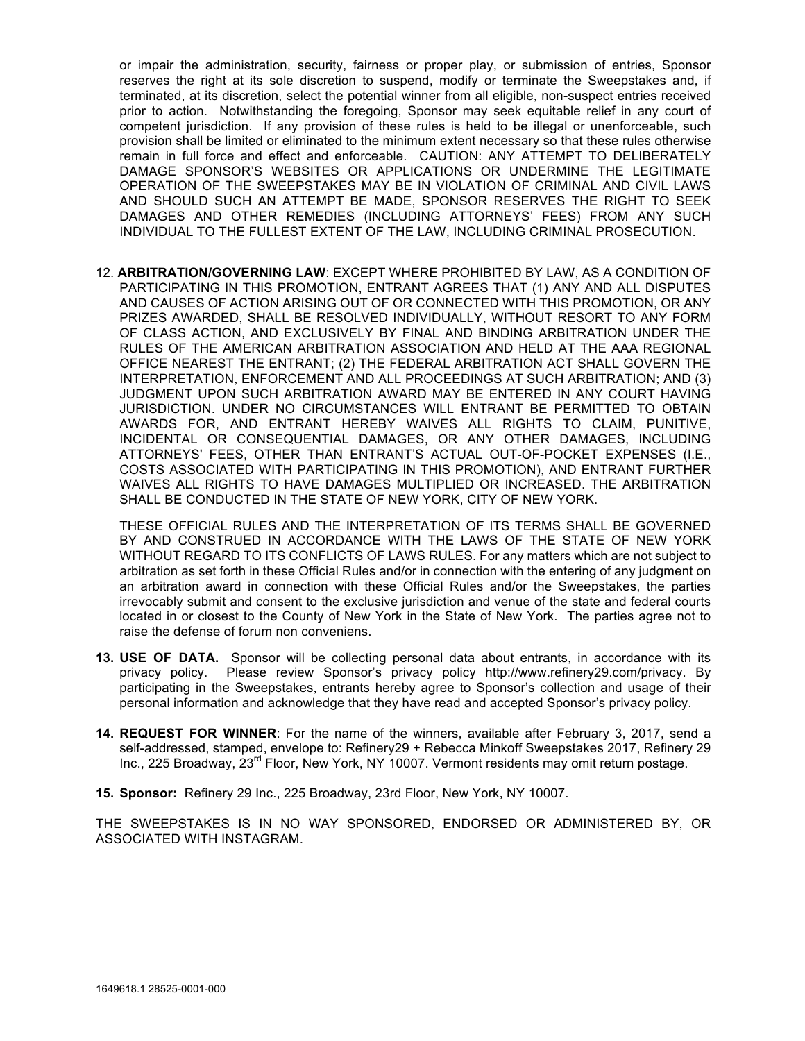or impair the administration, security, fairness or proper play, or submission of entries, Sponsor reserves the right at its sole discretion to suspend, modify or terminate the Sweepstakes and, if terminated, at its discretion, select the potential winner from all eligible, non-suspect entries received prior to action. Notwithstanding the foregoing, Sponsor may seek equitable relief in any court of competent jurisdiction. If any provision of these rules is held to be illegal or unenforceable, such provision shall be limited or eliminated to the minimum extent necessary so that these rules otherwise remain in full force and effect and enforceable. CAUTION: ANY ATTEMPT TO DELIBERATELY DAMAGE SPONSOR'S WEBSITES OR APPLICATIONS OR UNDERMINE THE LEGITIMATE OPERATION OF THE SWEEPSTAKES MAY BE IN VIOLATION OF CRIMINAL AND CIVIL LAWS AND SHOULD SUCH AN ATTEMPT BE MADE, SPONSOR RESERVES THE RIGHT TO SEEK DAMAGES AND OTHER REMEDIES (INCLUDING ATTORNEYS' FEES) FROM ANY SUCH INDIVIDUAL TO THE FULLEST EXTENT OF THE LAW, INCLUDING CRIMINAL PROSECUTION.

12. **ARBITRATION/GOVERNING LAW**: EXCEPT WHERE PROHIBITED BY LAW, AS A CONDITION OF PARTICIPATING IN THIS PROMOTION, ENTRANT AGREES THAT (1) ANY AND ALL DISPUTES AND CAUSES OF ACTION ARISING OUT OF OR CONNECTED WITH THIS PROMOTION, OR ANY PRIZES AWARDED, SHALL BE RESOLVED INDIVIDUALLY, WITHOUT RESORT TO ANY FORM OF CLASS ACTION, AND EXCLUSIVELY BY FINAL AND BINDING ARBITRATION UNDER THE RULES OF THE AMERICAN ARBITRATION ASSOCIATION AND HELD AT THE AAA REGIONAL OFFICE NEAREST THE ENTRANT; (2) THE FEDERAL ARBITRATION ACT SHALL GOVERN THE INTERPRETATION, ENFORCEMENT AND ALL PROCEEDINGS AT SUCH ARBITRATION; AND (3) JUDGMENT UPON SUCH ARBITRATION AWARD MAY BE ENTERED IN ANY COURT HAVING JURISDICTION. UNDER NO CIRCUMSTANCES WILL ENTRANT BE PERMITTED TO OBTAIN AWARDS FOR, AND ENTRANT HEREBY WAIVES ALL RIGHTS TO CLAIM, PUNITIVE, INCIDENTAL OR CONSEQUENTIAL DAMAGES, OR ANY OTHER DAMAGES, INCLUDING ATTORNEYS' FEES, OTHER THAN ENTRANT'S ACTUAL OUT-OF-POCKET EXPENSES (I.E., COSTS ASSOCIATED WITH PARTICIPATING IN THIS PROMOTION), AND ENTRANT FURTHER WAIVES ALL RIGHTS TO HAVE DAMAGES MULTIPLIED OR INCREASED. THE ARBITRATION SHALL BE CONDUCTED IN THE STATE OF NEW YORK, CITY OF NEW YORK.

    THESE OFFICIAL RULES AND THE INTERPRETATION OF ITS TERMS SHALL BE GOVERNED BY AND CONSTRUED IN ACCORDANCE WITH THE LAWS OF THE STATE OF NEW YORK WITHOUT REGARD TO ITS CONFLICTS OF LAWS RULES. For any matters which are not subject to arbitration as set forth in these Official Rules and/or in connection with the entering of any judgment on an arbitration award in connection with these Official Rules and/or the Sweepstakes, the parties irrevocably submit and consent to the exclusive jurisdiction and venue of the state and federal courts located in or closest to the County of New York in the State of New York. The parties agree not to raise the defense of forum non conveniens.

13. **USE OF DATA.** Sponsor will be collecting personal data about entrants, in accordance with its privacy policy. Please review Sponsor's privacy policy http://www.refinery29.com/privacy. By participating in the Sweepstakes, entrants hereby agree to Sponsor's collection and usage of their personal information and acknowledge that they have read and accepted Sponsor's privacy policy.

14. **REQUEST FOR WINNER**: For the name of the winners, available after February 3, 2017, send a self-addressed, stamped, envelope to: Refinery29 + Rebecca Minkoff Sweepstakes 2017, Refinery 29 Inc., 225 Broadway, 23rd Floor, New York, NY 10007. Vermont residents may omit return postage.

15. **Sponsor:** Refinery 29 Inc., 225 Broadway, 23rd Floor, New York, NY 10007.

THE SWEEPSTAKES IS IN NO WAY SPONSORED, ENDORSED OR ADMINISTERED BY, OR ASSOCIATED WITH INSTAGRAM.

1649618.1 28525-0001-000